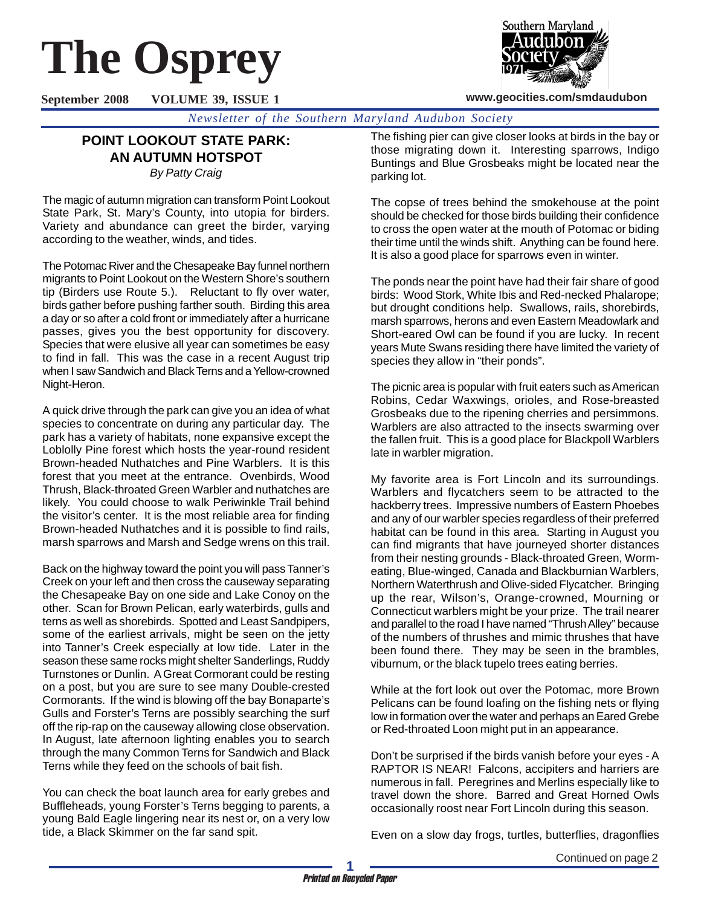# The Osprey

**September 2008 VOLUME 39, ISSUE 1**

**www.geocities.com/smdaudubon**

*Newsletter of the Southern Maryland Audubon Society*

## POINT LOOKOUT STATE PARK: AN AUTUMN HOTSPOT

*By Patty Craig*

The magic of autumn migration can transform Point Lookout State Park, St. Mary's County, into utopia for birders. Variety and abundance can greet the birder, varying according to the weather, winds, and tides.

The Potomac River and the Chesapeake Bay funnel northern migrants to Point Lookout on the Western Shore's southern tip (Birders use Route 5.). Reluctant to fly over water, birds gather before pushing farther south. Birding this area a day or so after a cold front or immediately after a hurricane passes, gives you the best opportunity for discovery. Species that were elusive all year can sometimes be easy to find in fall. This was the case in a recent August trip when I saw Sandwich and Black Terns and a Yellow-crowned Night-Heron.

A quick drive through the park can give you an idea of what species to concentrate on during any particular day. The park has a variety of habitats, none expansive except the Loblolly Pine forest which hosts the year-round resident Brown-headed Nuthatches and Pine Warblers. It is this forest that you meet at the entrance. Ovenbirds, Wood Thrush, Black-throated Green Warbler and nuthatches are likely. You could choose to walk Periwinkle Trail behind the visitor's center. It is the most reliable area for finding Brown-headed Nuthatches and it is possible to find rails, marsh sparrows and Marsh and Sedge wrens on this trail.

Back on the highway toward the point you will pass Tanner's Creek on your left and then cross the causeway separating the Chesapeake Bay on one side and Lake Conoy on the other. Scan for Brown Pelican, early waterbirds, gulls and terns as well as shorebirds. Spotted and Least Sandpipers, some of the earliest arrivals, might be seen on the jetty into Tanner's Creek especially at low tide. Later in the season these same rocks might shelter Sanderlings, Ruddy Turnstones or Dunlin. A Great Cormorant could be resting on a post, but you are sure to see many Double-crested Cormorants. If the wind is blowing off the bay Bonaparte's Gulls and Forster's Terns are possibly searching the surf off the rip-rap on the causeway allowing close observation. In August, late afternoon lighting enables you to search through the many Common Terns for Sandwich and Black Terns while they feed on the schools of bait fish.

You can check the boat launch area for early grebes and Buffleheads, young Forster's Terns begging to parents, a young Bald Eagle lingering near its nest or, on a very low tide, a Black Skimmer on the far sand spit.

The fishing pier can give closer looks at birds in the bay or those migrating down it. Interesting sparrows, Indigo Buntings and Blue Grosbeaks might be located near the parking lot.

The copse of trees behind the smokehouse at the point should be checked for those birds building their confidence to cross the open water at the mouth of Potomac or biding their time until the winds shift. Anything can be found here. It is also a good place for sparrows even in winter.

The ponds near the point have had their fair share of good birds: Wood Stork, White Ibis and Red-necked Phalarope; but drought conditions help. Swallows, rails, shorebirds, marsh sparrows, herons and even Eastern Meadowlark and Short-eared Owl can be found if you are lucky. In recent years Mute Swans residing there have limited the variety of species they allow in "their ponds".

The picnic area is popular with fruit eaters such as American Robins, Cedar Waxwings, orioles, and Rose-breasted Grosbeaks due to the ripening cherries and persimmons. Warblers are also attracted to the insects swarming over the fallen fruit. This is a good place for Blackpoll Warblers late in warbler migration.

My favorite area is Fort Lincoln and its surroundings. Warblers and flycatchers seem to be attracted to the hackberry trees. Impressive numbers of Eastern Phoebes and any of our warbler species regardless of their preferred habitat can be found in this area. Starting in August you can find migrants that have journeyed shorter distances from their nesting grounds - Black-throated Green, Worm-eating, Blue-winged, Canada and Blackburnian Warblers, Northern Waterthrush and Olive-sided Flycatcher. Bringing up the rear, Wilson's, Orange-crowned, Mourning or Connecticut warblers might be your prize. The trail nearer and parallel to the road I have named "Thrush Alley" because of the numbers of thrushes and mimic thrushes that have been found there. They may be seen in the brambles, viburnum, or the black tupelo trees eating berries.

While at the fort look out over the Potomac, more Brown Pelicans can be found loafing on the fishing nets or flying low in formation over the water and perhaps an Eared Grebe or Red-throated Loon might put in an appearance.

Don't be surprised if the birds vanish before your eyes - A RAPTOR IS NEAR! Falcons, accipiters and harriers are numerous in fall. Peregrines and Merlins especially like to travel down the shore. Barred and Great Horned Owls occasionally roost near Fort Lincoln during this season.

Even on a slow day frogs, turtles, butterflies, dragonflies

Continued on page 2

*Printed on Recycled Paper*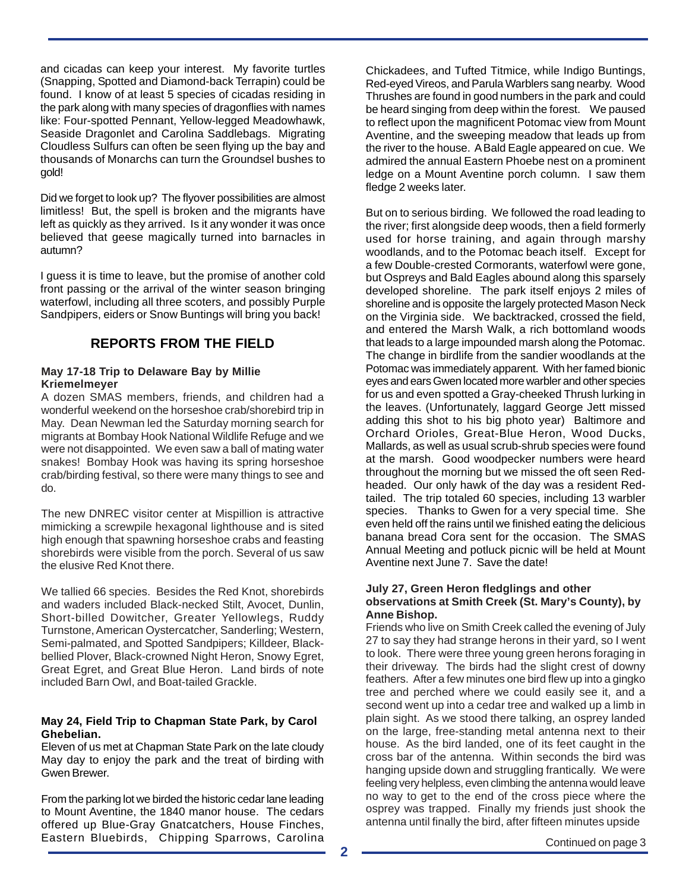and cicadas can keep your interest. My favorite turtles (Snapping, Spotted and Diamond-back Terrapin) could be found. I know of at least 5 species of cicadas residing in the park along with many species of dragonflies with names like: Four-spotted Pennant, Yellow-legged Meadowhawk, Seaside Dragonlet and Carolina Saddlebags. Migrating Cloudless Sulfurs can often be seen flying up the bay and thousands of Monarchs can turn the Groundsel bushes to gold!

Did we forget to look up? The flyover possibilities are almost limitless! But, the spell is broken and the migrants have left as quickly as they arrived. Is it any wonder it was once believed that geese magically turned into barnacles in autumn?

I guess it is time to leave, but the promise of another cold front passing or the arrival of the winter season bringing waterfowl, including all three scoters, and possibly Purple Sandpipers, eiders or Snow Buntings will bring you back!

## REPORTS FROM THE FIELD

### May 17-18 Trip to Delaware Bay by Millie Kriemelmeyer

A dozen SMAS members, friends, and children had a wonderful weekend on the horseshoe crab/shorebird trip in May. Dean Newman led the Saturday morning search for migrants at Bombay Hook National Wildlife Refuge and we were not disappointed. We even saw a ball of mating water snakes! Bombay Hook was having its spring horseshoe crab/birding festival, so there were many things to see and do.

The new DNREC visitor center at Mispillion is attractive mimicking a screwpile hexagonal lighthouse and is sited high enough that spawning horseshoe crabs and feasting shorebirds were visible from the porch. Several of us saw the elusive Red Knot there.

We tallied 66 species. Besides the Red Knot, shorebirds and waders included Black-necked Stilt, Avocet, Dunlin, Short-billed Dowitcher, Greater Yellowlegs, Ruddy Turnstone, American Oystercatcher, Sanderling; Western, Semi-palmated, and Spotted Sandpipers; Killdeer, Black-bellied Plover, Black-crowned Night Heron, Snowy Egret, Great Egret, and Great Blue Heron. Land birds of note included Barn Owl, and Boat-tailed Grackle.

### May 24, Field Trip to Chapman State Park, by Carol Ghebelian.

Eleven of us met at Chapman State Park on the late cloudy May day to enjoy the park and the treat of birding with Gwen Brewer.

From the parking lot we birded the historic cedar lane leading to Mount Aventine, the 1840 manor house. The cedars offered up Blue-Gray Gnatcatchers, House Finches, Eastern Bluebirds, Chipping Sparrows, Carolina Chickadees, and Tufted Titmice, while Indigo Buntings, Red-eyed Vireos, and Parula Warblers sang nearby. Wood Thrushes are found in good numbers in the park and could be heard singing from deep within the forest. We paused to reflect upon the magnificent Potomac view from Mount Aventine, and the sweeping meadow that leads up from the river to the house. A Bald Eagle appeared on cue. We admired the annual Eastern Phoebe nest on a prominent ledge on a Mount Aventine porch column. I saw them fledge 2 weeks later.

But on to serious birding. We followed the road leading to the river; first alongside deep woods, then a field formerly used for horse training, and again through marshy woodlands, and to the Potomac beach itself. Except for a few Double-crested Cormorants, waterfowl were gone, but Ospreys and Bald Eagles abound along this sparsely developed shoreline. The park itself enjoys 2 miles of shoreline and is opposite the largely protected Mason Neck on the Virginia side. We backtracked, crossed the field, and entered the Marsh Walk, a rich bottomland woods that leads to a large impounded marsh along the Potomac. The change in birdlife from the sandier woodlands at the Potomac was immediately apparent. With her famed bionic eyes and ears Gwen located more warbler and other species for us and even spotted a Gray-cheeked Thrush lurking in the leaves. (Unfortunately, laggard George Jett missed adding this shot to his big photo year) Baltimore and Orchard Orioles, Great-Blue Heron, Wood Ducks, Mallards, as well as usual scrub-shrub species were found at the marsh. Good woodpecker numbers were heard throughout the morning but we missed the oft seen Red-headed. Our only hawk of the day was a resident Red-tailed. The trip totaled 60 species, including 13 warbler species. Thanks to Gwen for a very special time. She even held off the rains until we finished eating the delicious banana bread Cora sent for the occasion. The SMAS Annual Meeting and potluck picnic will be held at Mount Aventine next June 7. Save the date!

### July 27, Green Heron fledglings and other observations at Smith Creek (St. Mary's County), by Anne Bishop.

Friends who live on Smith Creek called the evening of July 27 to say they had strange herons in their yard, so I went to look. There were three young green herons foraging in their driveway. The birds had the slight crest of downy feathers. After a few minutes one bird flew up into a gingko tree and perched where we could easily see it, and a second went up into a cedar tree and walked up a limb in plain sight. As we stood there talking, an osprey landed on the large, free-standing metal antenna next to their house. As the bird landed, one of its feet caught in the cross bar of the antenna. Within seconds the bird was hanging upside down and struggling frantically. We were feeling very helpless, even climbing the antenna would leave no way to get to the end of the cross piece where the osprey was trapped. Finally my friends just shook the antenna until finally the bird, after fifteen minutes upside

Continued on page 3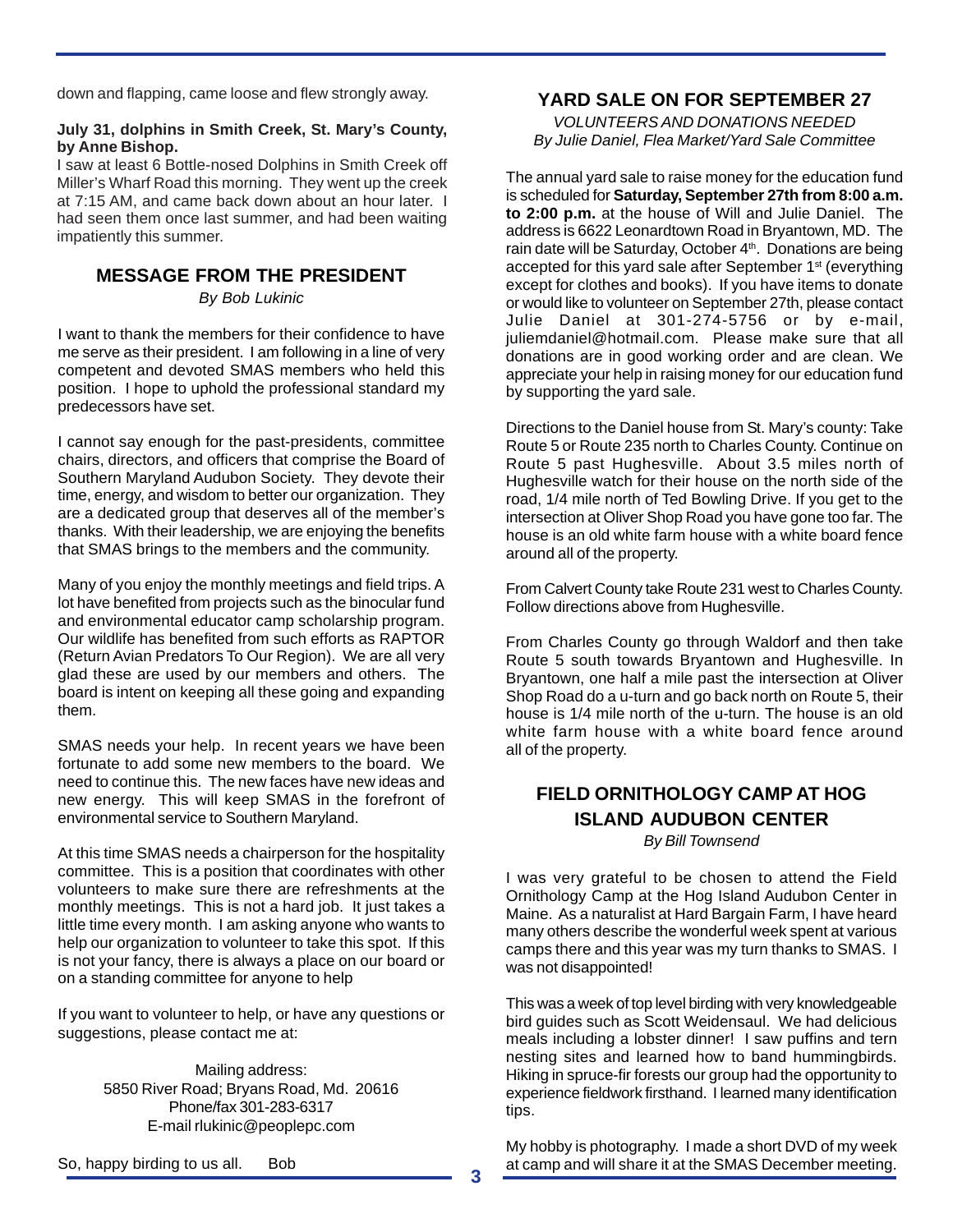down and flapping, came loose and flew strongly away.

**July 31, dolphins in Smith Creek, St. Mary's County, by Anne Bishop.**

I saw at least 6 Bottle-nosed Dolphins in Smith Creek off Miller's Wharf Road this morning. They went up the creek at 7:15 AM, and came back down about an hour later. I had seen them once last summer, and had been waiting impatiently this summer.

## MESSAGE FROM THE PRESIDENT

*By Bob Lukinic*

I want to thank the members for their confidence to have me serve as their president. I am following in a line of very competent and devoted SMAS members who held this position. I hope to uphold the professional standard my predecessors have set.

I cannot say enough for the past-presidents, committee chairs, directors, and officers that comprise the Board of Southern Maryland Audubon Society. They devote their time, energy, and wisdom to better our organization. They are a dedicated group that deserves all of the member's thanks. With their leadership, we are enjoying the benefits that SMAS brings to the members and the community.

Many of you enjoy the monthly meetings and field trips. A lot have benefited from projects such as the binocular fund and environmental educator camp scholarship program. Our wildlife has benefited from such efforts as RAPTOR (Return Avian Predators To Our Region). We are all very glad these are used by our members and others. The board is intent on keeping all these going and expanding them.

SMAS needs your help. In recent years we have been fortunate to add some new members to the board. We need to continue this. The new faces have new ideas and new energy. This will keep SMAS in the forefront of environmental service to Southern Maryland.

At this time SMAS needs a chairperson for the hospitality committee. This is a position that coordinates with other volunteers to make sure there are refreshments at the monthly meetings. This is not a hard job. It just takes a little time every month. I am asking anyone who wants to help our organization to volunteer to take this spot. If this is not your fancy, there is always a place on our board or on a standing committee for anyone to help

If you want to volunteer to help, or have any questions or suggestions, please contact me at:

Mailing address:
5850 River Road; Bryans Road, Md. 20616
Phone/fax 301-283-6317
E-mail rlukinic@peoplepc.com

So, happy birding to us all. Bob

## YARD SALE ON FOR SEPTEMBER 27

*VOLUNTEERS AND DONATIONS NEEDED*
*By Julie Daniel, Flea Market/Yard Sale Committee*

The annual yard sale to raise money for the education fund is scheduled for **Saturday, September 27th from 8:00 a.m. to 2:00 p.m.** at the house of Will and Julie Daniel. The address is 6622 Leonardtown Road in Bryantown, MD. The rain date will be Saturday, October 4th. Donations are being accepted for this yard sale after September 1st (everything except for clothes and books). If you have items to donate or would like to volunteer on September 27th, please contact Julie Daniel at 301-274-5756 or by e-mail, juliemdaniel@hotmail.com. Please make sure that all donations are in good working order and are clean. We appreciate your help in raising money for our education fund by supporting the yard sale.

Directions to the Daniel house from St. Mary's county: Take Route 5 or Route 235 north to Charles County. Continue on Route 5 past Hughesville. About 3.5 miles north of Hughesville watch for their house on the north side of the road, 1/4 mile north of Ted Bowling Drive. If you get to the intersection at Oliver Shop Road you have gone too far. The house is an old white farm house with a white board fence around all of the property.

From Calvert County take Route 231 west to Charles County. Follow directions above from Hughesville.

From Charles County go through Waldorf and then take Route 5 south towards Bryantown and Hughesville. In Bryantown, one half a mile past the intersection at Oliver Shop Road do a u-turn and go back north on Route 5, their house is 1/4 mile north of the u-turn. The house is an old white farm house with a white board fence around all of the property.

## FIELD ORNITHOLOGY CAMP AT HOG ISLAND AUDUBON CENTER

*By Bill Townsend*

I was very grateful to be chosen to attend the Field Ornithology Camp at the Hog Island Audubon Center in Maine. As a naturalist at Hard Bargain Farm, I have heard many others describe the wonderful week spent at various camps there and this year was my turn thanks to SMAS. I was not disappointed!

This was a week of top level birding with very knowledgeable bird guides such as Scott Weidensaul. We had delicious meals including a lobster dinner! I saw puffins and tern nesting sites and learned how to band hummingbirds. Hiking in spruce-fir forests our group had the opportunity to experience fieldwork firsthand. I learned many identification tips.

My hobby is photography. I made a short DVD of my week at camp and will share it at the SMAS December meeting.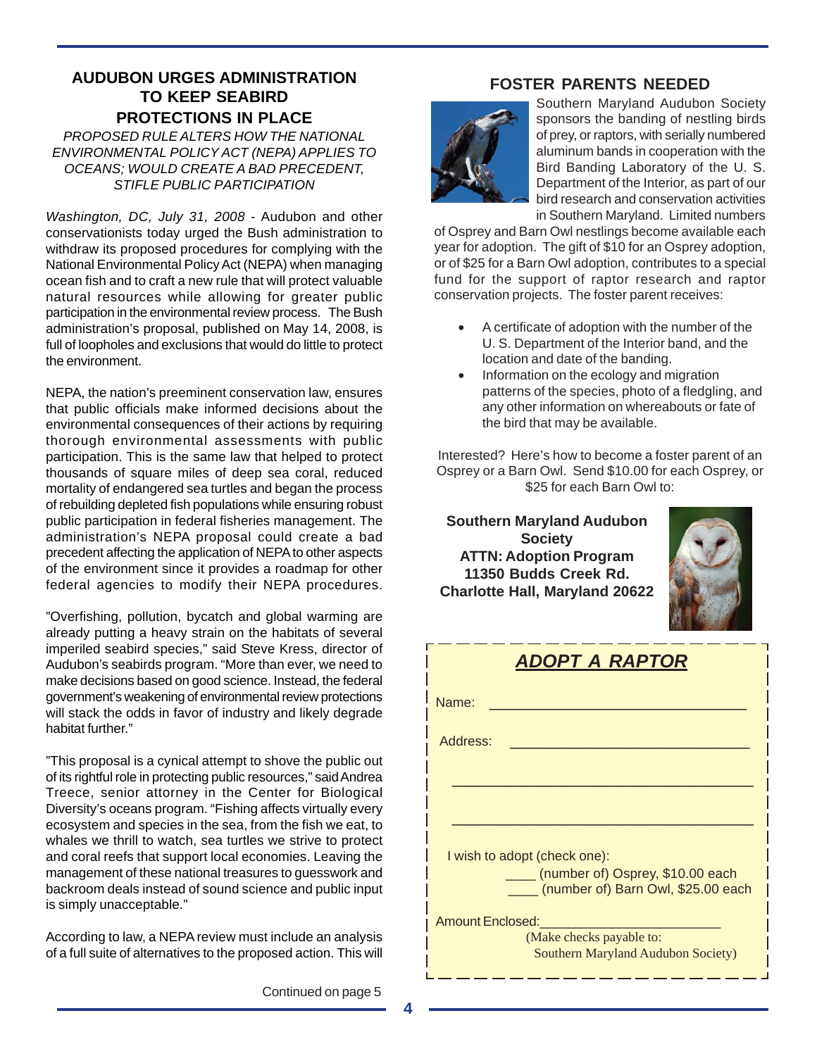## AUDUBON URGES ADMINISTRATION TO KEEP SEABIRD PROTECTIONS IN PLACE

*PROPOSED RULE ALTERS HOW THE NATIONAL ENVIRONMENTAL POLICY ACT (NEPA) APPLIES TO OCEANS; WOULD CREATE A BAD PRECEDENT, STIFLE PUBLIC PARTICIPATION*

*Washington, DC, July 31, 2008* - Audubon and other conservationists today urged the Bush administration to withdraw its proposed procedures for complying with the National Environmental Policy Act (NEPA) when managing ocean fish and to craft a new rule that will protect valuable natural resources while allowing for greater public participation in the environmental review process. The Bush administration's proposal, published on May 14, 2008, is full of loopholes and exclusions that would do little to protect the environment.

NEPA, the nation's preeminent conservation law, ensures that public officials make informed decisions about the environmental consequences of their actions by requiring thorough environmental assessments with public participation. This is the same law that helped to protect thousands of square miles of deep sea coral, reduced mortality of endangered sea turtles and began the process of rebuilding depleted fish populations while ensuring robust public participation in federal fisheries management. The administration's NEPA proposal could create a bad precedent affecting the application of NEPA to other aspects of the environment since it provides a roadmap for other federal agencies to modify their NEPA procedures.

"Overfishing, pollution, bycatch and global warming are already putting a heavy strain on the habitats of several imperiled seabird species," said Steve Kress, director of Audubon's seabirds program. "More than ever, we need to make decisions based on good science. Instead, the federal government's weakening of environmental review protections will stack the odds in favor of industry and likely degrade habitat further."

"This proposal is a cynical attempt to shove the public out of its rightful role in protecting public resources," said Andrea Treece, senior attorney in the Center for Biological Diversity's oceans program. "Fishing affects virtually every ecosystem and species in the sea, from the fish we eat, to whales we thrill to watch, sea turtles we strive to protect and coral reefs that support local economies. Leaving the management of these national treasures to guesswork and backroom deals instead of sound science and public input is simply unacceptable."

According to law, a NEPA review must include an analysis of a full suite of alternatives to the proposed action. This will

Continued on page 5

## FOSTER PARENTS NEEDED

Southern Maryland Audubon Society sponsors the banding of nestling birds of prey, or raptors, with serially numbered aluminum bands in cooperation with the Bird Banding Laboratory of the U. S. Department of the Interior, as part of our bird research and conservation activities in Southern Maryland. Limited numbers of Osprey and Barn Owl nestlings become available each year for adoption. The gift of $10 for an Osprey adoption, or of $25 for a Barn Owl adoption, contributes to a special fund for the support of raptor research and raptor conservation projects. The foster parent receives:

- A certificate of adoption with the number of the U. S. Department of the Interior band, and the location and date of the banding.
- Information on the ecology and migration patterns of the species, photo of a fledgling, and any other information on whereabouts or fate of the bird that may be available.

Interested? Here's how to become a foster parent of an Osprey or a Barn Owl. Send $10.00 for each Osprey, or $25 for each Barn Owl to:

**Southern Maryland Audubon Society**
**ATTN: Adoption Program**
**11350 Budds Creek Rd.**
**Charlotte Hall, Maryland 20622**

### *ADOPT A RAPTOR*

Name: ________________________________

Address: ______________________________

________________________________________

________________________________________

I wish to adopt (check one):

____ (number of) Osprey, $10.00 each
____ (number of) Barn Owl, $25.00 each

Amount Enclosed:_______________________

(Make checks payable to: Southern Maryland Audubon Society)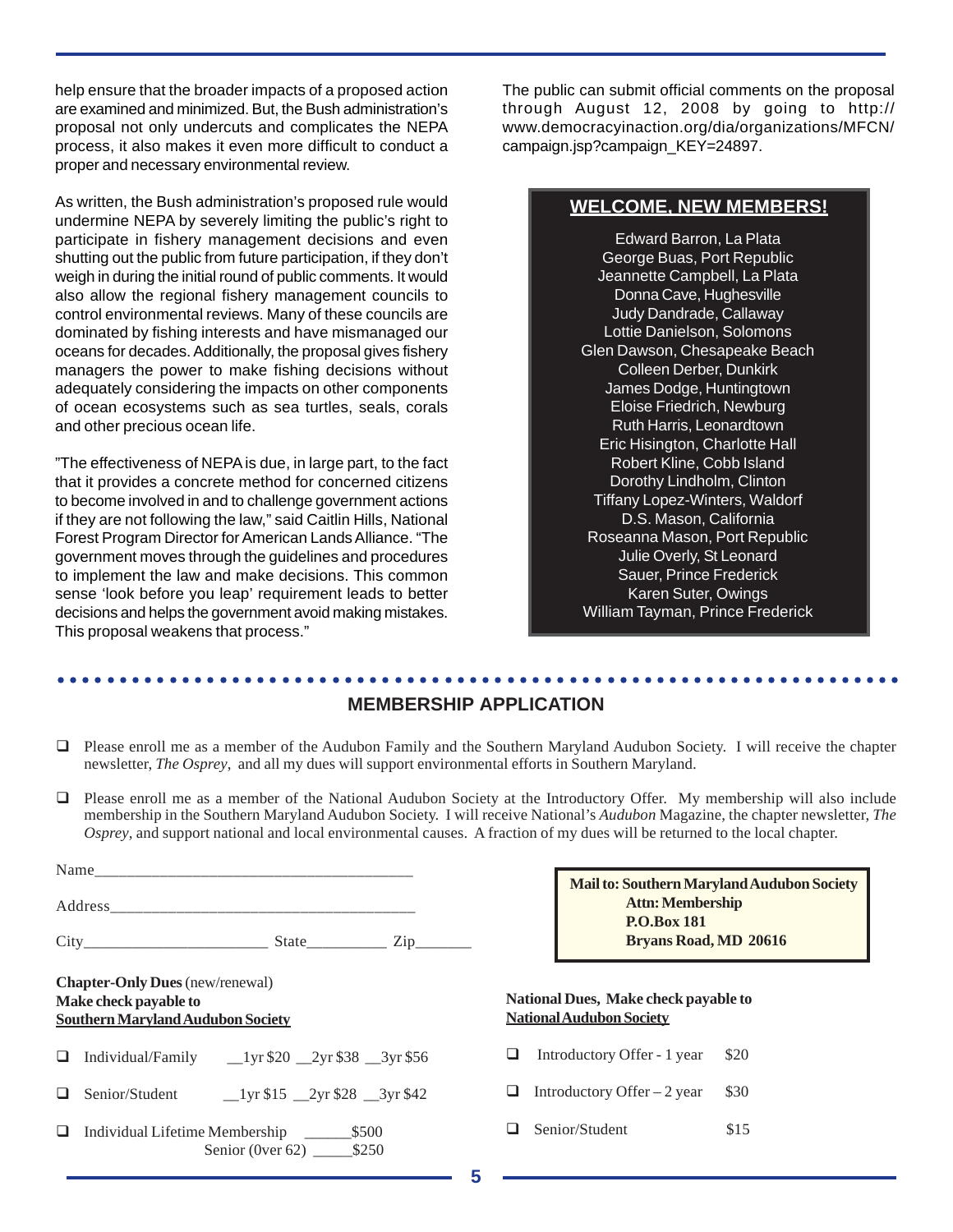help ensure that the broader impacts of a proposed action are examined and minimized. But, the Bush administration's proposal not only undercuts and complicates the NEPA process, it also makes it even more difficult to conduct a proper and necessary environmental review.

As written, the Bush administration's proposed rule would undermine NEPA by severely limiting the public's right to participate in fishery management decisions and even shutting out the public from future participation, if they don't weigh in during the initial round of public comments. It would also allow the regional fishery management councils to control environmental reviews. Many of these councils are dominated by fishing interests and have mismanaged our oceans for decades. Additionally, the proposal gives fishery managers the power to make fishing decisions without adequately considering the impacts on other components of ocean ecosystems such as sea turtles, seals, corals and other precious ocean life.

"The effectiveness of NEPA is due, in large part, to the fact that it provides a concrete method for concerned citizens to become involved in and to challenge government actions if they are not following the law," said Caitlin Hills, National Forest Program Director for American Lands Alliance. "The government moves through the guidelines and procedures to implement the law and make decisions. This common sense 'look before you leap' requirement leads to better decisions and helps the government avoid making mistakes. This proposal weakens that process."

The public can submit official comments on the proposal through August 12, 2008 by going to http://www.democracyinaction.org/dia/organizations/MFCN/campaign.jsp?campaign_KEY=24897.

## WELCOME, NEW MEMBERS!

Edward Barron, La Plata
George Buas, Port Republic
Jeannette Campbell, La Plata
Donna Cave, Hughesville
Judy Dandrade, Callaway
Lottie Danielson, Solomons
Glen Dawson, Chesapeake Beach
Colleen Derber, Dunkirk
James Dodge, Huntingtown
Eloise Friedrich, Newburg
Ruth Harris, Leonardtown
Eric Hisington, Charlotte Hall
Robert Kline, Cobb Island
Dorothy Lindholm, Clinton
Tiffany Lopez-Winters, Waldorf
D.S. Mason, California
Roseanna Mason, Port Republic
Julie Overly, St Leonard
Sauer, Prince Frederick
Karen Suter, Owings
William Tayman, Prince Frederick

## MEMBERSHIP APPLICATION

- ☐ Please enroll me as a member of the Audubon Family and the Southern Maryland Audubon Society. I will receive the chapter newsletter, *The Osprey*, and all my dues will support environmental efforts in Southern Maryland.
- ☐ Please enroll me as a member of the National Audubon Society at the Introductory Offer. My membership will also include membership in the Southern Maryland Audubon Society. I will receive National's *Audubon* Magazine, the chapter newsletter, *The Osprey*, and support national and local environmental causes. A fraction of my dues will be returned to the local chapter.

Name_______________________________________

Address_____________________________________

City______________________ State__________ Zip_______

**Mail to: Southern Maryland Audubon Society**
**Attn: Membership**
**P.O.Box 181**
**Bryans Road, MD 20616**

**Chapter-Only Dues** (new/renewal)
**Make check payable to**
**Southern Maryland Audubon Society**

- ☐ Individual/Family __1yr $20 __2yr $38 __3yr $56
- ☐ Senior/Student __1yr $15 __2yr $28 __3yr $42
- ☐ Individual Lifetime Membership ______$500
  Senior (0ver 62) _____$250

**National Dues, Make check payable to**
**National Audubon Society**

- ☐ Introductory Offer - 1 year $20
- ☐ Introductory Offer – 2 year $30
- ☐ Senior/Student $15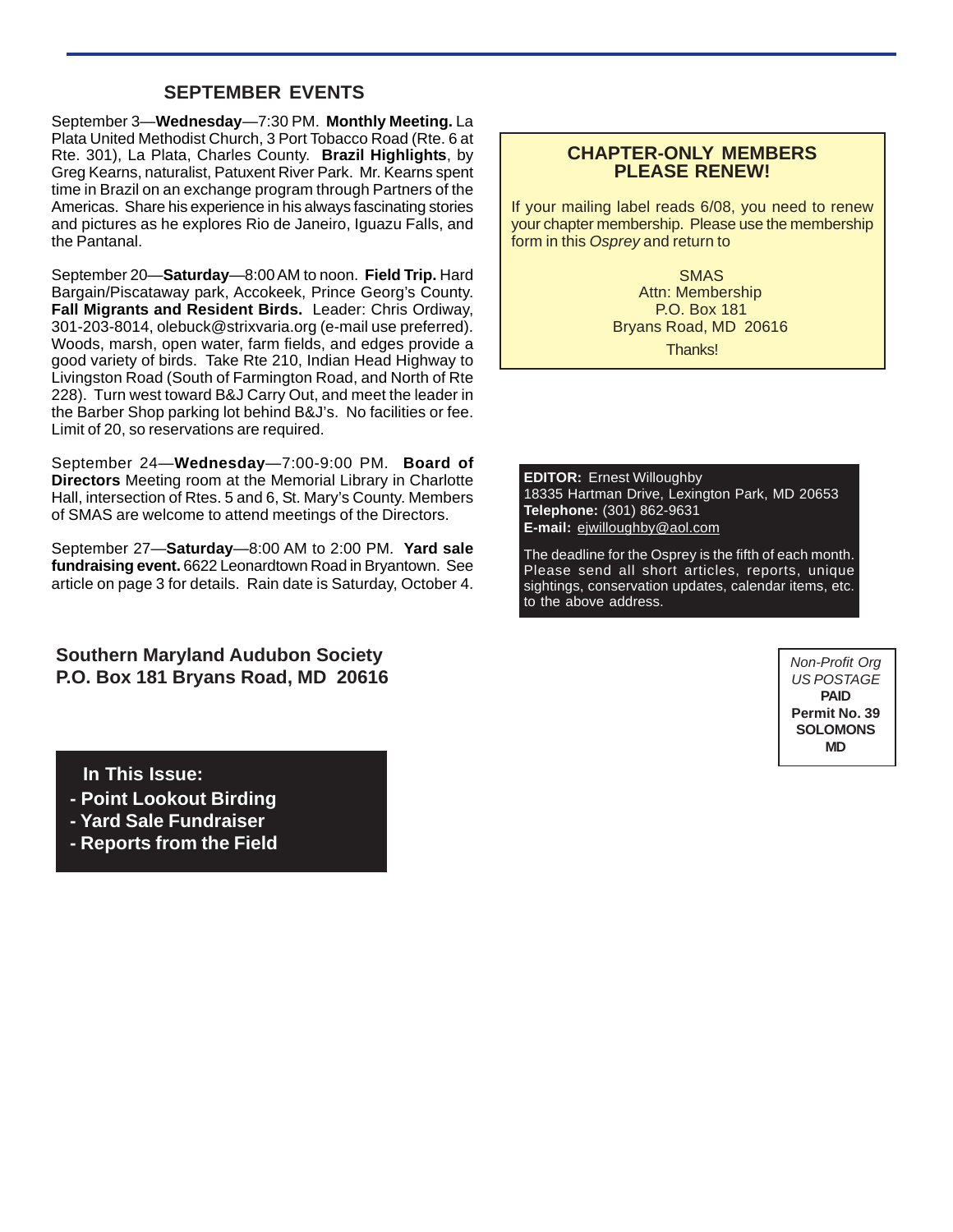## SEPTEMBER EVENTS

September 3—**Wednesday**—7:30 PM. **Monthly Meeting.** La Plata United Methodist Church, 3 Port Tobacco Road (Rte. 6 at Rte. 301), La Plata, Charles County. **Brazil Highlights**, by Greg Kearns, naturalist, Patuxent River Park. Mr. Kearns spent time in Brazil on an exchange program through Partners of the Americas. Share his experience in his always fascinating stories and pictures as he explores Rio de Janeiro, Iguazu Falls, and the Pantanal.

September 20—**Saturday**—8:00 AM to noon. **Field Trip.** Hard Bargain/Piscataway park, Accokeek, Prince Georg's County. **Fall Migrants and Resident Birds.** Leader: Chris Ordiway, 301-203-8014, olebuck@strixvaria.org (e-mail use preferred). Woods, marsh, open water, farm fields, and edges provide a good variety of birds. Take Rte 210, Indian Head Highway to Livingston Road (South of Farmington Road, and North of Rte 228). Turn west toward B&J Carry Out, and meet the leader in the Barber Shop parking lot behind B&J's. No facilities or fee. Limit of 20, so reservations are required.

September 24—**Wednesday**—7:00-9:00 PM. **Board of Directors** Meeting room at the Memorial Library in Charlotte Hall, intersection of Rtes. 5 and 6, St. Mary's County. Members of SMAS are welcome to attend meetings of the Directors.

September 27—**Saturday**—8:00 AM to 2:00 PM. **Yard sale fundraising event.** 6622 Leonardtown Road in Bryantown. See article on page 3 for details. Rain date is Saturday, October 4.

### CHAPTER-ONLY MEMBERS PLEASE RENEW!

If your mailing label reads 6/08, you need to renew your chapter membership. Please use the membership form in this *Osprey* and return to

SMAS
Attn: Membership
P.O. Box 181
Bryans Road, MD 20616

Thanks!

**EDITOR:** Ernest Willoughby
18335 Hartman Drive, Lexington Park, MD 20653
**Telephone:** (301) 862-9631
**E-mail:** ejwilloughby@aol.com

The deadline for the Osprey is the fifth of each month. Please send all short articles, reports, unique sightings, conservation updates, calendar items, etc. to the above address.

**Southern Maryland Audubon Society**
**P.O. Box 181 Bryans Road, MD 20616**

*Non-Profit Org*
*US POSTAGE*
**PAID**
**Permit No. 39**
**SOLOMONS**
**MD**

**In This Issue:**

- **Point Lookout Birding**
- **Yard Sale Fundraiser**
- **Reports from the Field**